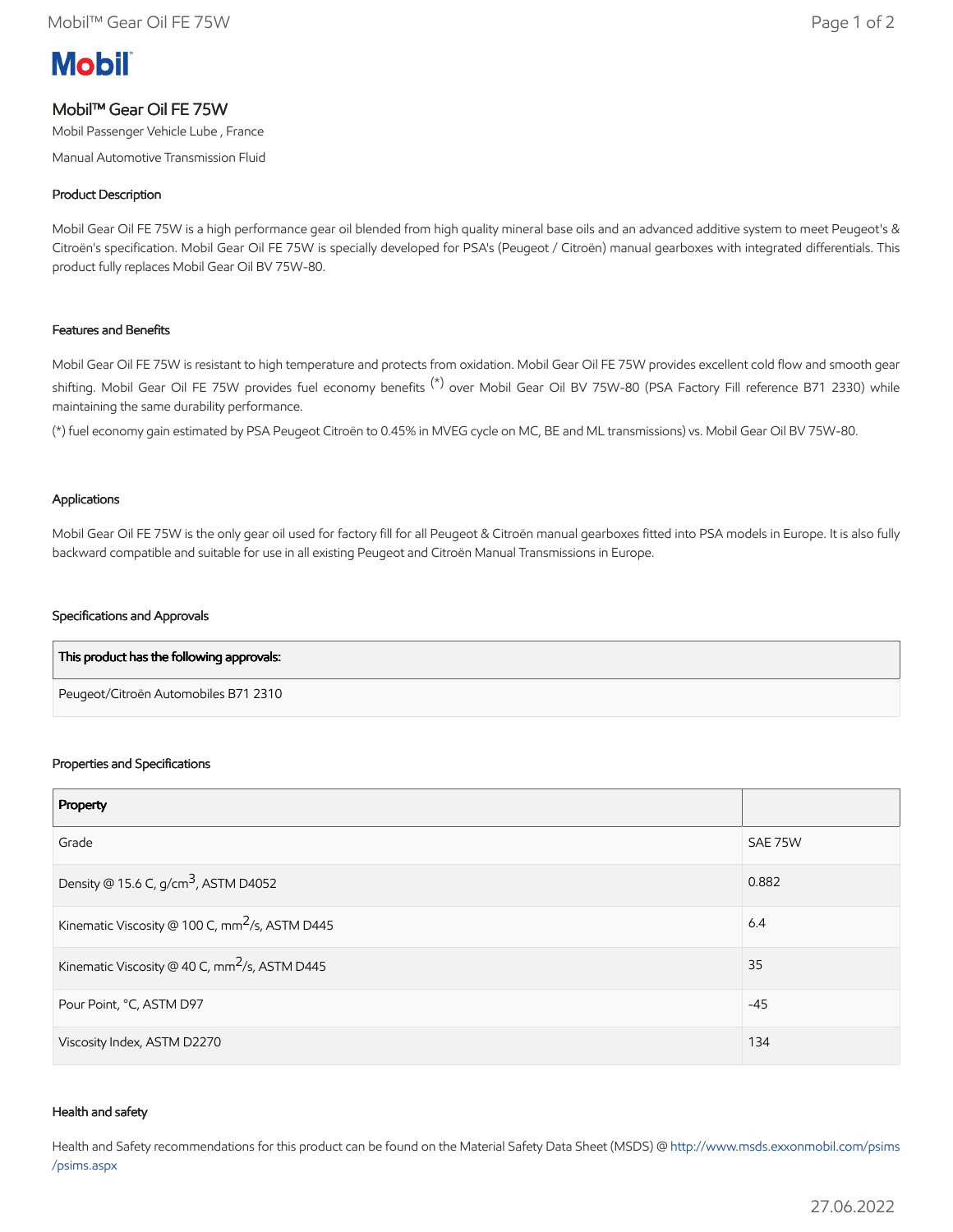# Mobil™ Gear Oil FE 75W

Mobil Passenger Vehicle Lube , France

Manual Automotive Transmission Fluid

## Product Description

Mobil Gear Oil FE 75W is a high performance gear oil blended from high quality mineral base oils and an advanced additive system to meet Peugeot's & Citroën's specification. Mobil Gear Oil FE 75W is specially developed for PSA's (Peugeot / Citroën) manual gearboxes with integrated differentials. This product fully replaces Mobil Gear Oil BV 75W-80.

## Features and Benefits

Mobil Gear Oil FE 75W is resistant to high temperature and protects from oxidation. Mobil Gear Oil FE 75W provides excellent cold flow and smooth gear shifting. Mobil Gear Oil FE 75W provides fuel economy benefits (*) over Mobil Gear Oil BV 75W-80 (PSA Factory Fill reference B71 2330) while maintaining the same durability performance.

(*) fuel economy gain estimated by PSA Peugeot Citroën to 0.45% in MVEG cycle on MC, BE and ML transmissions) vs. Mobil Gear Oil BV 75W-80.

## Applications

Mobil Gear Oil FE 75W is the only gear oil used for factory fill for all Peugeot & Citroën manual gearboxes fitted into PSA models in Europe. It is also fully backward compatible and suitable for use in all existing Peugeot and Citroën Manual Transmissions in Europe.

## Specifications and Approvals

| This product has the following approvals: |
|---|
| Peugeot/Citroën Automobiles B71 2310 |

## Properties and Specifications

| Property | |
|---|---|
| Grade | SAE 75W |
| Density @ 15.6 C, g/cm$^3$, ASTM D4052 | 0.882 |
| Kinematic Viscosity @ 100 C, mm$^2$/s, ASTM D445 | 6.4 |
| Kinematic Viscosity @ 40 C, mm$^2$/s, ASTM D445 | 35 |
| Pour Point, °C, ASTM D97 | -45 |
| Viscosity Index, ASTM D2270 | 134 |

## Health and safety

Health and Safety recommendations for this product can be found on the Material Safety Data Sheet (MSDS) @ http://www.msds.exxonmobil.com/psims/psims.aspx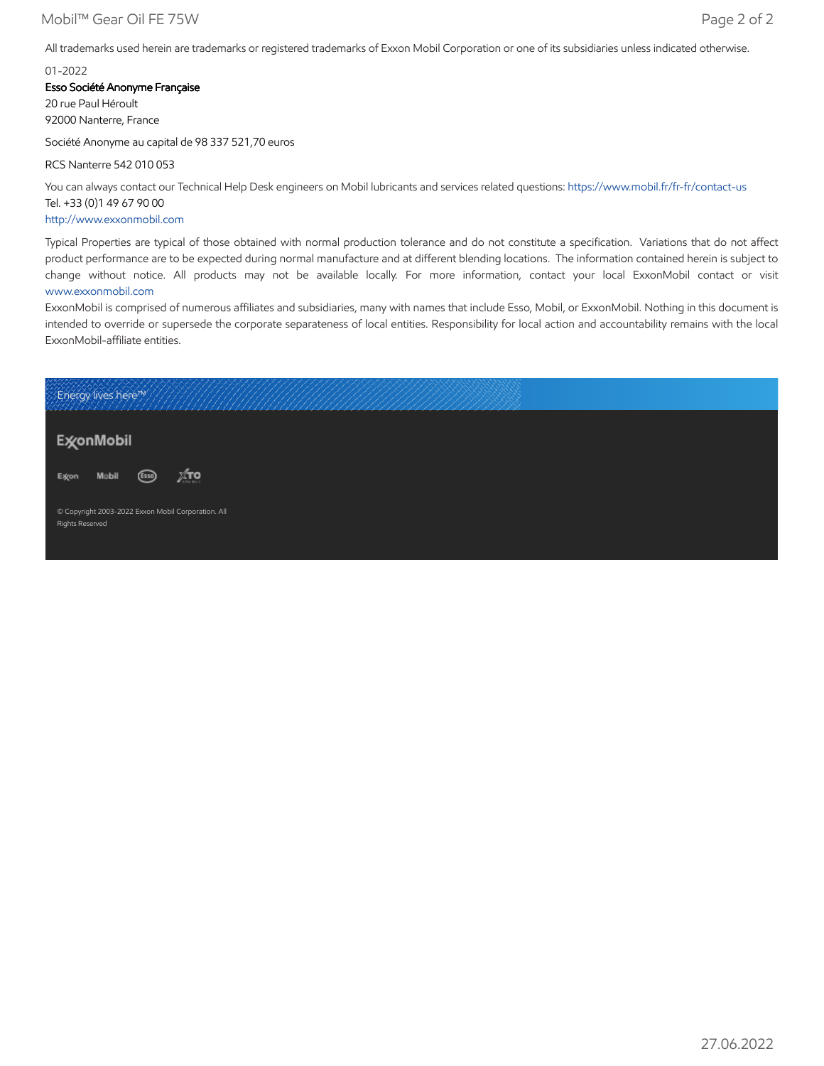All trademarks used herein are trademarks or registered trademarks of Exxon Mobil Corporation or one of its subsidiaries unless indicated otherwise.

01-2022

Esso Société Anonyme Française
20 rue Paul Héroult
92000 Nanterre, France

Société Anonyme au capital de 98 337 521,70 euros

RCS Nanterre 542 010 053

You can always contact our Technical Help Desk engineers on Mobil lubricants and services related questions: https://www.mobil.fr/fr-fr/contact-us
Tel. +33 (0)1 49 67 90 00
http://www.exxonmobil.com

Typical Properties are typical of those obtained with normal production tolerance and do not constitute a specification. Variations that do not affect product performance are to be expected during normal manufacture and at different blending locations. The information contained herein is subject to change without notice. All products may not be available locally. For more information, contact your local ExxonMobil contact or visit www.exxonmobil.com

ExxonMobil is comprised of numerous affiliates and subsidiaries, many with names that include Esso, Mobil, or ExxonMobil. Nothing in this document is intended to override or supersede the corporate separateness of local entities. Responsibility for local action and accountability remains with the local ExxonMobil-affiliate entities.

Energy lives here™

ExxonMobil

Exxon Mobil Esso XTO

© Copyright 2003-2022 Exxon Mobil Corporation. All Rights Reserved